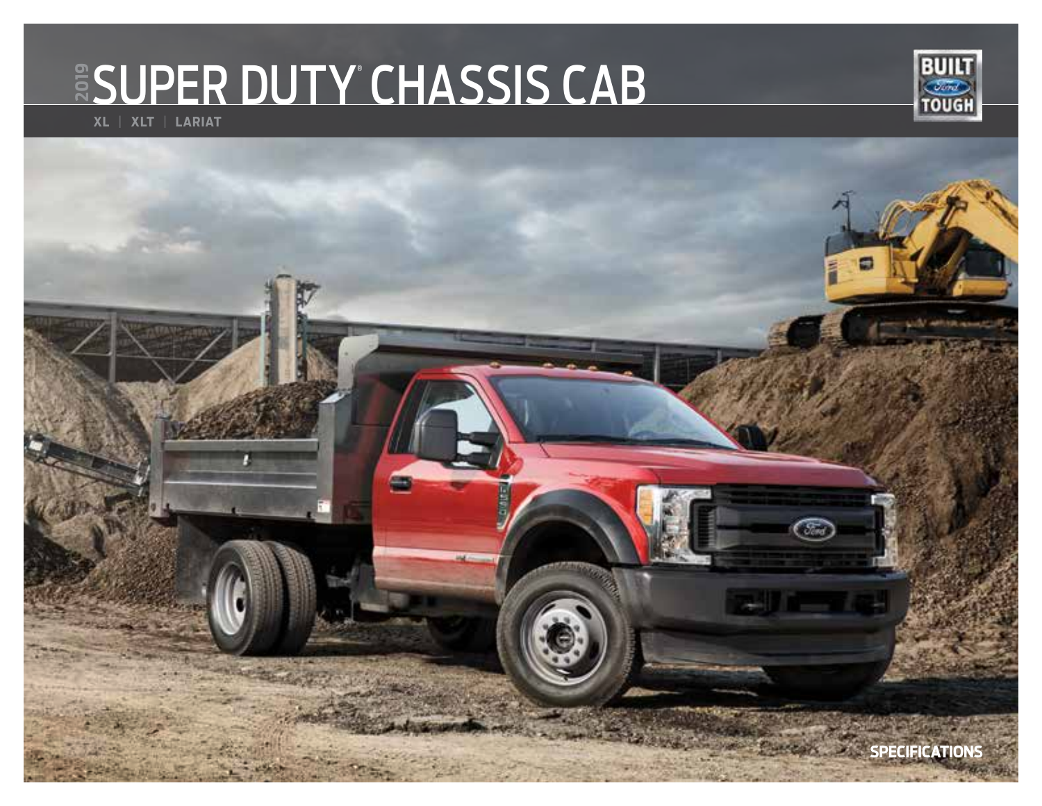# 2019 SUPER DUTY® CHASSIS CAB

XL | XLT | LARIAT

BUILT Ford TOUGH

SPECIFICATIONS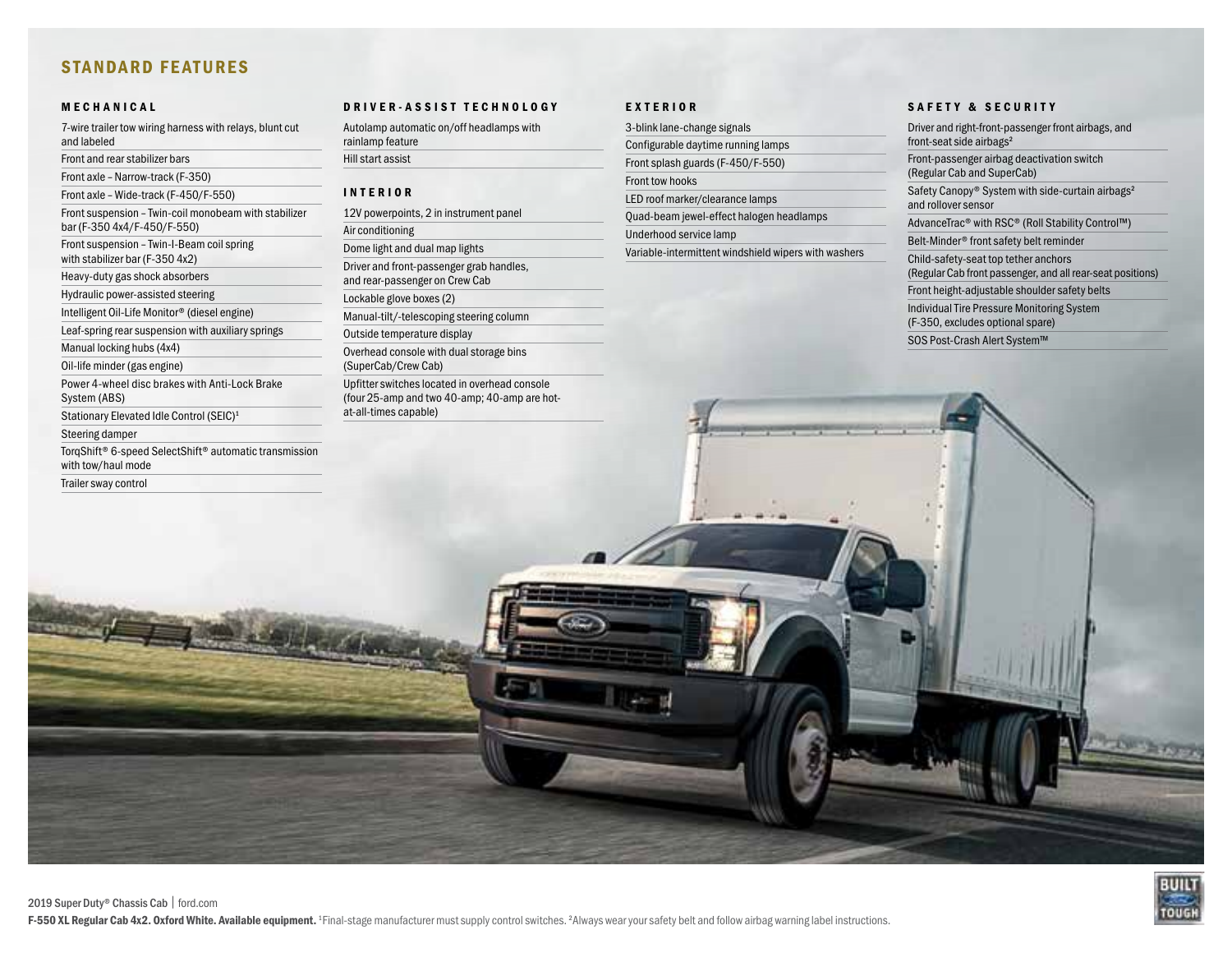## STANDARD FEATURES

### MECHANICAL

- 7-wire trailer tow wiring harness with relays, blunt cut and labeled
- Front and rear stabilizer bars
- Front axle – Narrow-track (F-350)
- Front axle – Wide-track (F-450/F-550)
- Front suspension – Twin-coil monobeam with stabilizer bar (F-350 4x4/F-450/F-550)
- Front suspension – Twin-I-Beam coil spring with stabilizer bar (F-350 4x2)
- Heavy-duty gas shock absorbers
- Hydraulic power-assisted steering
- Intelligent Oil-Life Monitor® (diesel engine)
- Leaf-spring rear suspension with auxiliary springs
- Manual locking hubs (4x4)
- Oil-life minder (gas engine)
- Power 4-wheel disc brakes with Anti-Lock Brake System (ABS)
- Stationary Elevated Idle Control (SEIC)[1]
- Steering damper
- TorqShift® 6-speed SelectShift® automatic transmission with tow/haul mode
- Trailer sway control

### DRIVER-ASSIST TECHNOLOGY

- Autolamp automatic on/off headlamps with rainlamp feature
- Hill start assist

### INTERIOR

- 12V powerpoints, 2 in instrument panel
- Air conditioning
- Dome light and dual map lights
- Driver and front-passenger grab handles, and rear-passenger on Crew Cab
- Lockable glove boxes (2)
- Manual-tilt/-telescoping steering column
- Outside temperature display
- Overhead console with dual storage bins (SuperCab/Crew Cab)
- Upfitter switches located in overhead console (four 25-amp and two 40-amp; 40-amp are hot-at-all-times capable)

### EXTERIOR

- 3-blink lane-change signals
- Configurable daytime running lamps
- Front splash guards (F-450/F-550)
- Front tow hooks
- LED roof marker/clearance lamps
- Quad-beam jewel-effect halogen headlamps
- Underhood service lamp
- Variable-intermittent windshield wipers with washers

### SAFETY & SECURITY

- Driver and right-front-passenger front airbags, and front-seat side airbags[2]
- Front-passenger airbag deactivation switch (Regular Cab and SuperCab)
- Safety Canopy® System with side-curtain airbags[2] and rollover sensor
- AdvanceTrac® with RSC® (Roll Stability Control™)
- Belt-Minder® front safety belt reminder
- Child-safety-seat top tether anchors (Regular Cab front passenger, and all rear-seat positions)
- Front height-adjustable shoulder safety belts
- Individual Tire Pressure Monitoring System (F-350, excludes optional spare)
- SOS Post-Crash Alert System™

2019 Super Duty® Chassis Cab | ford.com

**F-550 XL Regular Cab 4x2. Oxford White. Available equipment.** [1]Final-stage manufacturer must supply control switches. [2]Always wear your safety belt and follow airbag warning label instructions.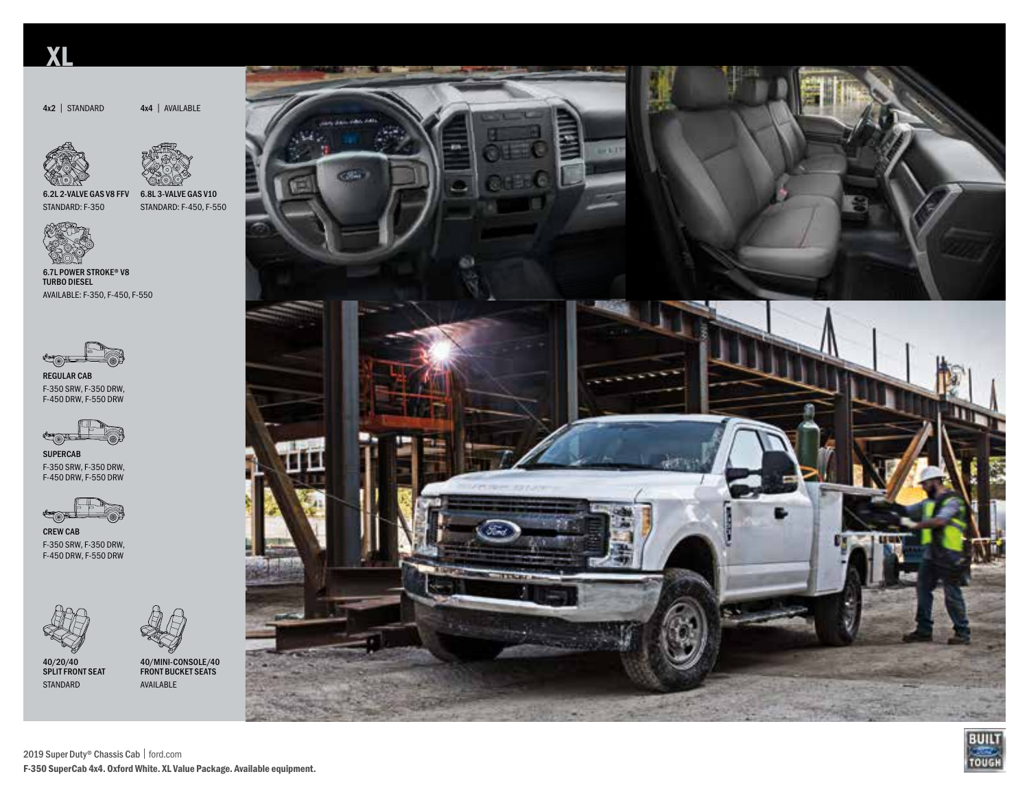# XL

**4x2** | STANDARD

**4x4** | AVAILABLE

**6.2L 2-VALVE GAS V8 FFV**
STANDARD: F-350

**6.8L 3-VALVE GAS V10**
STANDARD: F-450, F-550

**6.7L POWER STROKE® V8 TURBO DIESEL**
AVAILABLE: F-350, F-450, F-550

**REGULAR CAB**
F-350 SRW, F-350 DRW, F-450 DRW, F-550 DRW

**SUPERCAB**
F-350 SRW, F-350 DRW, F-450 DRW, F-550 DRW

**CREW CAB**
F-350 SRW, F-350 DRW, F-450 DRW, F-550 DRW

**40/20/40 SPLIT FRONT SEAT**
STANDARD

**40/MINI-CONSOLE/40 FRONT BUCKET SEATS**
AVAILABLE

2019 Super Duty® Chassis Cab | ford.com

**F-350 SuperCab 4x4. Oxford White. XL Value Package. Available equipment.**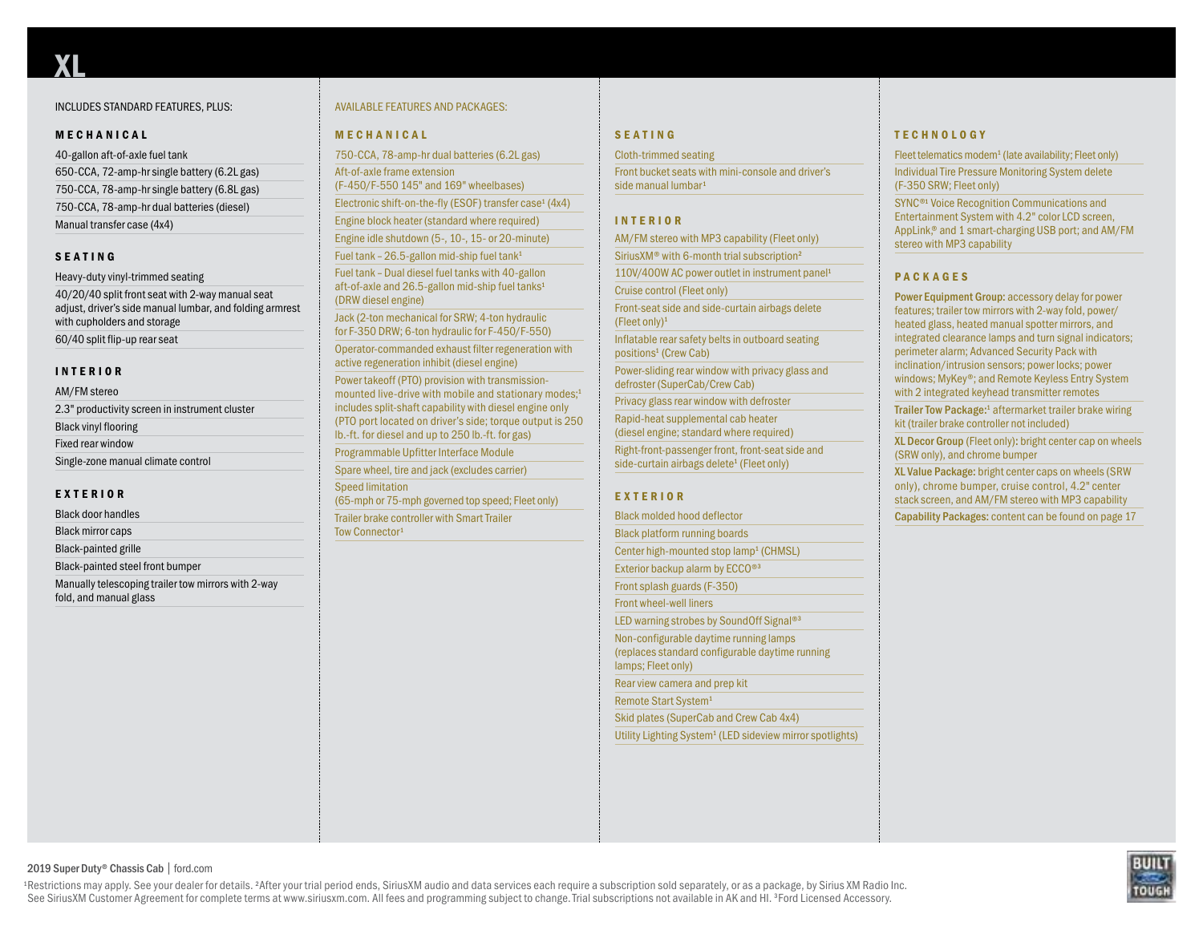# XL

INCLUDES STANDARD FEATURES, PLUS:

### MECHANICAL

- 40-gallon aft-of-axle fuel tank
- 650-CCA, 72-amp-hr single battery (6.2L gas)
- 750-CCA, 78-amp-hr single battery (6.8L gas)
- 750-CCA, 78-amp-hr dual batteries (diesel)
- Manual transfer case (4x4)

### SEATING

- Heavy-duty vinyl-trimmed seating
- 40/20/40 split front seat with 2-way manual seat adjust, driver's side manual lumbar, and folding armrest with cupholders and storage
- 60/40 split flip-up rear seat

### INTERIOR

- AM/FM stereo
- 2.3" productivity screen in instrument cluster
- Black vinyl flooring
- Fixed rear window
- Single-zone manual climate control

### EXTERIOR

- Black door handles
- Black mirror caps
- Black-painted grille
- Black-painted steel front bumper
- Manually telescoping trailer tow mirrors with 2-way fold, and manual glass

AVAILABLE FEATURES AND PACKAGES:

### MECHANICAL

- 750-CCA, 78-amp-hr dual batteries (6.2L gas)
- Aft-of-axle frame extension (F-450/F-550 145" and 169" wheelbases)
- Electronic shift-on-the-fly (ESOF) transfer case[1] (4x4)
- Engine block heater (standard where required)
- Engine idle shutdown (5-, 10-, 15- or 20-minute)
- Fuel tank – 26.5-gallon mid-ship fuel tank[1]
- Fuel tank – Dual diesel fuel tanks with 40-gallon aft-of-axle and 26.5-gallon mid-ship fuel tanks[1] (DRW diesel engine)
- Jack (2-ton mechanical for SRW; 4-ton hydraulic for F-350 DRW; 6-ton hydraulic for F-450/F-550)
- Operator-commanded exhaust filter regeneration with active regeneration inhibit (diesel engine)
- Power takeoff (PTO) provision with transmission-mounted live-drive with mobile and stationary modes;[1] includes split-shaft capability with diesel engine only (PTO port located on driver's side; torque output is 250 lb.-ft. for diesel and up to 250 lb.-ft. for gas)
- Programmable Upfitter Interface Module
- Spare wheel, tire and jack (excludes carrier)
- Speed limitation (65-mph or 75-mph governed top speed; Fleet only)
- Trailer brake controller with Smart Trailer Tow Connector[1]

### SEATING

- Cloth-trimmed seating
- Front bucket seats with mini-console and driver's side manual lumbar[1]

### INTERIOR

- AM/FM stereo with MP3 capability (Fleet only)
- SiriusXM® with 6-month trial subscription[2]
- 110V/400W AC power outlet in instrument panel[1]
- Cruise control (Fleet only)
- Front-seat side and side-curtain airbags delete (Fleet only)[1]
- Inflatable rear safety belts in outboard seating positions[1] (Crew Cab)
- Power-sliding rear window with privacy glass and defroster (SuperCab/Crew Cab)
- Privacy glass rear window with defroster
- Rapid-heat supplemental cab heater (diesel engine; standard where required)
- Right-front-passenger front, front-seat side and side-curtain airbags delete[1] (Fleet only)

### EXTERIOR

- Black molded hood deflector
- Black platform running boards
- Center high-mounted stop lamp[1] (CHMSL)
- Exterior backup alarm by ECCO®[3]
- Front splash guards (F-350)
- Front wheel-well liners
- LED warning strobes by SoundOff Signal®[3]
- Non-configurable daytime running lamps (replaces standard configurable daytime running lamps; Fleet only)
- Rear view camera and prep kit
- Remote Start System[1]
- Skid plates (SuperCab and Crew Cab 4x4)
- Utility Lighting System[1] (LED sideview mirror spotlights)

### TECHNOLOGY

- Fleet telematics modem[1] (late availability; Fleet only)
- Individual Tire Pressure Monitoring System delete (F-350 SRW; Fleet only)
- SYNC®[1] Voice Recognition Communications and Entertainment System with 4.2" color LCD screen, AppLink,® and 1 smart-charging USB port; and AM/FM stereo with MP3 capability

### PACKAGES

- **Power Equipment Group:** accessory delay for power features; trailer tow mirrors with 2-way fold, power/heated glass, heated manual spotter mirrors, and integrated clearance lamps and turn signal indicators; perimeter alarm; Advanced Security Pack with inclination/intrusion sensors; power locks; power windows; MyKey®; and Remote Keyless Entry System with 2 integrated keyhead transmitter remotes
- **Trailer Tow Package:**[1] aftermarket trailer brake wiring kit (trailer brake controller not included)
- **XL Decor Group** (Fleet only)**:** bright center cap on wheels (SRW only), and chrome bumper
- **XL Value Package:** bright center caps on wheels (SRW only), chrome bumper, cruise control, 4.2" center stack screen, and AM/FM stereo with MP3 capability
- **Capability Packages:** content can be found on page 17

[1]Restrictions may apply. See your dealer for details. [2]After your trial period ends, SiriusXM audio and data services each require a subscription sold separately, or as a package, by Sirius XM Radio Inc. See SiriusXM Customer Agreement for complete terms at www.siriusxm.com. All fees and programming subject to change. Trial subscriptions not available in AK and HI. [3]Ford Licensed Accessory.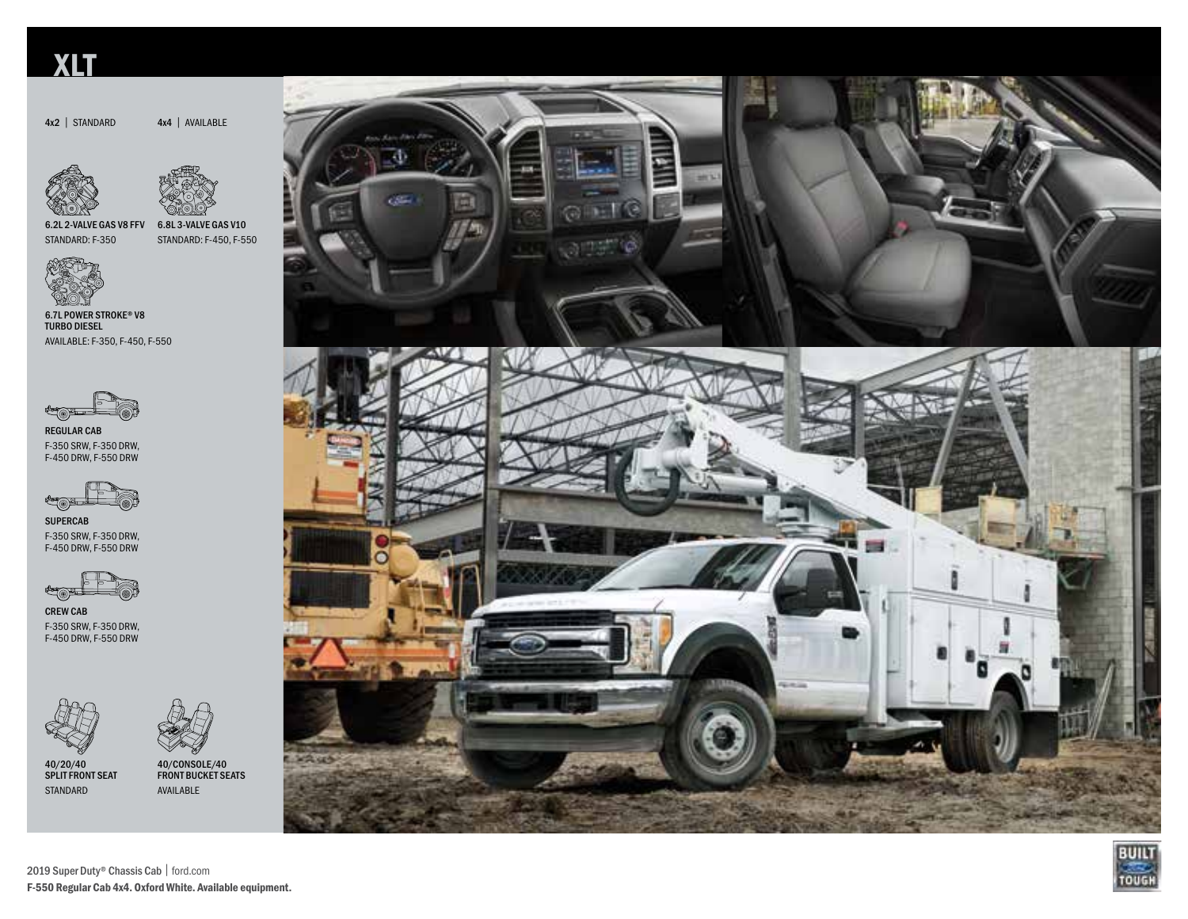# XLT

**4x2** | STANDARD

**4x4** | AVAILABLE

**6.2L 2-VALVE GAS V8 FFV**
STANDARD: F-350

**6.8L 3-VALVE GAS V10**
STANDARD: F-450, F-550

**6.7L POWER STROKE® V8 TURBO DIESEL**
AVAILABLE: F-350, F-450, F-550

**REGULAR CAB**
F-350 SRW, F-350 DRW,
F-450 DRW, F-550 DRW

**SUPERCAB**
F-350 SRW, F-350 DRW,
F-450 DRW, F-550 DRW

**CREW CAB**
F-350 SRW, F-350 DRW,
F-450 DRW, F-550 DRW

**40/20/40 SPLIT FRONT SEAT**
STANDARD

**40/CONSOLE/40 FRONT BUCKET SEATS**
AVAILABLE

2019 Super Duty® Chassis Cab | ford.com

**F-550 Regular Cab 4x4. Oxford White. Available equipment.**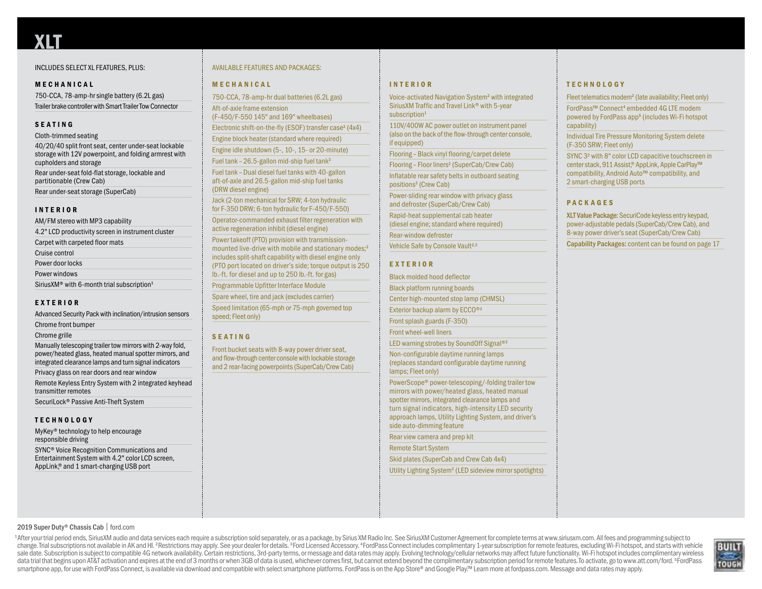# XLT

INCLUDES SELECT XL FEATURES, PLUS:

## MECHANICAL

- 750-CCA, 78-amp-hr single battery (6.2L gas)
- Trailer brake controller with Smart Trailer Tow Connector

## SEATING

- Cloth-trimmed seating
- 40/20/40 split front seat, center under-seat lockable storage with 12V powerpoint, and folding armrest with cupholders and storage
- Rear under-seat fold-flat storage, lockable and partitionable (Crew Cab)
- Rear under-seat storage (SuperCab)

## INTERIOR

- AM/FM stereo with MP3 capability
- 4.2" LCD productivity screen in instrument cluster
- Carpet with carpeted floor mats
- Cruise control
- Power door locks
- Power windows
- SiriusXM® with 6-month trial subscription[1]

## EXTERIOR

- Advanced Security Pack with inclination/intrusion sensors
- Chrome front bumper
- Chrome grille
- Manually telescoping trailer tow mirrors with 2-way fold, power/heated glass, heated manual spotter mirrors, and integrated clearance lamps and turn signal indicators
- Privacy glass on rear doors and rear window
- Remote Keyless Entry System with 2 integrated keyhead transmitter remotes
- SecuriLock® Passive Anti-Theft System

## TECHNOLOGY

- MyKey® technology to help encourage responsible driving
- SYNC® Voice Recognition Communications and Entertainment System with 4.2" color LCD screen, AppLink,® and 1 smart-charging USB port

AVAILABLE FEATURES AND PACKAGES:

## MECHANICAL

- 750-CCA, 78-amp-hr dual batteries (6.2L gas)
- Aft-of-axle frame extension (F-450/F-550 145" and 169" wheelbases)
- Electronic shift-on-the-fly (ESOF) transfer case[2] (4x4)
- Engine block heater (standard where required)
- Engine idle shutdown (5-, 10-, 15- or 20-minute)
- Fuel tank – 26.5-gallon mid-ship fuel tank[2]
- Fuel tank – Dual diesel fuel tanks with 40-gallon aft-of-axle and 26.5-gallon mid-ship fuel tanks (DRW diesel engine)
- Jack (2-ton mechanical for SRW; 4-ton hydraulic for F-350 DRW; 6-ton hydraulic for F-450/F-550)
- Operator-commanded exhaust filter regeneration with active regeneration inhibit (diesel engine)
- Power takeoff (PTO) provision with transmission-mounted live-drive with mobile and stationary modes;[2] includes split-shaft capability with diesel engine only (PTO port located on driver's side; torque output is 250 lb.-ft. for diesel and up to 250 lb.-ft. for gas)
- Programmable Upfitter Interface Module
- Spare wheel, tire and jack (excludes carrier)
- Speed limitation (65-mph or 75-mph governed top speed; Fleet only)

## SEATING

- Front bucket seats with 8-way power driver seat, and flow-through center console with lockable storage and 2 rear-facing powerpoints (SuperCab/Crew Cab)

## INTERIOR

- Voice-activated Navigation System[2] with integrated SiriusXM Traffic and Travel Link® with 5-year subscription[1]
- 110V/400W AC power outlet on instrument panel (also on the back of the flow-through center console, if equipped)
- Flooring – Black vinyl flooring/carpet delete
- Flooring – Floor liners[2] (SuperCab/Crew Cab)
- Inflatable rear safety belts in outboard seating positions[2] (Crew Cab)
- Power-sliding rear window with privacy glass and defroster (SuperCab/Crew Cab)
- Rapid-heat supplemental cab heater (diesel engine; standard where required)
- Rear-window defroster
- Vehicle Safe by Console Vault[2,3]

## EXTERIOR

- Black molded hood deflector
- Black platform running boards
- Center high-mounted stop lamp (CHMSL)
- Exterior backup alarm by ECCO®[3]
- Front splash guards (F-350)
- Front wheel-well liners
- LED warning strobes by SoundOff Signal®[3]
- Non-configurable daytime running lamps (replaces standard configurable daytime running lamps; Fleet only)
- PowerScope® power-telescoping/-folding trailer tow mirrors with power/heated glass, heated manual spotter mirrors, integrated clearance lamps and turn signal indicators, high-intensity LED security approach lamps, Utility Lighting System, and driver's side auto-dimming feature
- Rear view camera and prep kit
- Remote Start System
- Skid plates (SuperCab and Crew Cab 4x4)
- Utility Lighting System[2] (LED sideview mirror spotlights)

## TECHNOLOGY

- Fleet telematics modem[2] (late availability; Fleet only)
- FordPass™ Connect[4] embedded 4G LTE modem powered by FordPass app[5] (includes Wi-Fi hotspot capability)
- Individual Tire Pressure Monitoring System delete (F-350 SRW; Fleet only)
- SYNC 3[2] with 8" color LCD capacitive touchscreen in center stack, 911 Assist,® AppLink, Apple CarPlay™ compatibility, Android Auto™ compatibility, and 2 smart-charging USB ports

## PACKAGES

- **XLT Value Package:** SecuriCode keyless entry keypad, power-adjustable pedals (SuperCab/Crew Cab), and 8-way power driver's seat (SuperCab/Crew Cab)
- **Capability Packages:** content can be found on page 17

2019 Super Duty® Chassis Cab | ford.com

[1]After your trial period ends, SiriusXM audio and data services each require a subscription sold separately, or as a package, by Sirius XM Radio Inc. See SiriusXM Customer Agreement for complete terms at www.siriusxm.com. All fees and programming subject to change. Trial subscriptions not available in AK and HI. [2]Restrictions may apply. See your dealer for details. [3]Ford Licensed Accessory. [4]FordPass Connect includes complimentary 1-year subscription for remote features, excluding Wi-Fi hotspot, and starts with vehicle sale date. Subscription is subject to compatible 4G network availability. Certain restrictions, 3rd-party terms, or message and data rates may apply. Evolving technology/cellular networks may affect future functionality. Wi-Fi hotspot includes complimentary wireless data trial that begins upon AT&T activation and expires at the end of 3 months or when 3GB of data is used, whichever comes first, but cannot extend beyond the complimentary subscription period for remote features. To activate, go to www.att.com/ford. [5]FordPass smartphone app, for use with FordPass Connect, is available via download and compatible with select smartphone platforms. FordPass is on the App Store® and Google Play.™ Learn more at fordpass.com. Message and data rates may apply.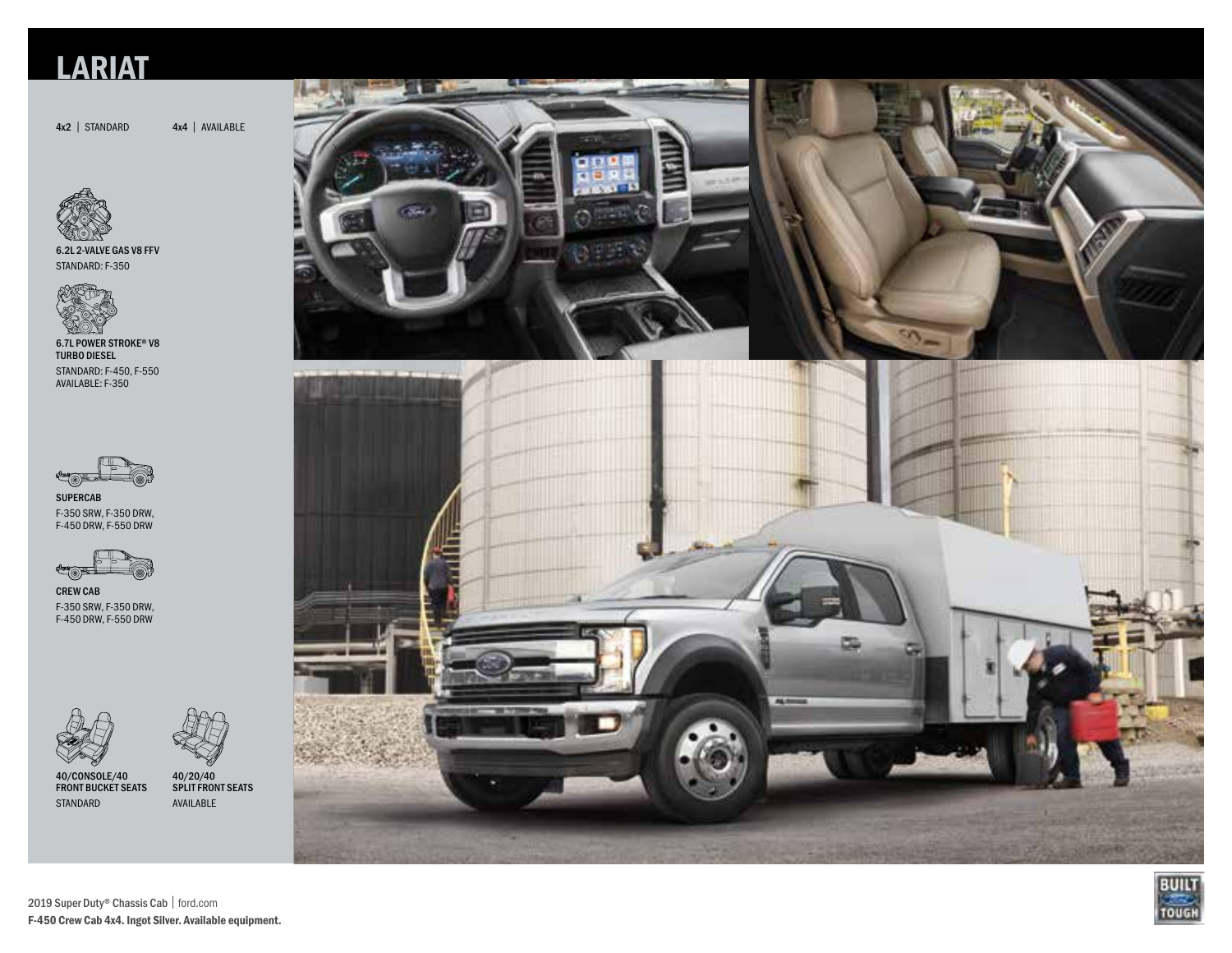# LARIAT

**4x2** | STANDARD **4x4** | AVAILABLE

**6.2L 2-VALVE GAS V8 FFV**
STANDARD: F-350

**6.7L POWER STROKE® V8 TURBO DIESEL**
STANDARD: F-450, F-550
AVAILABLE: F-350

**SUPERCAB**
F-350 SRW, F-350 DRW, F-450 DRW, F-550 DRW

**CREW CAB**
F-350 SRW, F-350 DRW, F-450 DRW, F-550 DRW

**40/CONSOLE/40 FRONT BUCKET SEATS**
STANDARD

**40/20/40 SPLIT FRONT SEATS**
AVAILABLE

2019 Super Duty® Chassis Cab | ford.com

**F-450 Crew Cab 4x4. Ingot Silver. Available equipment.**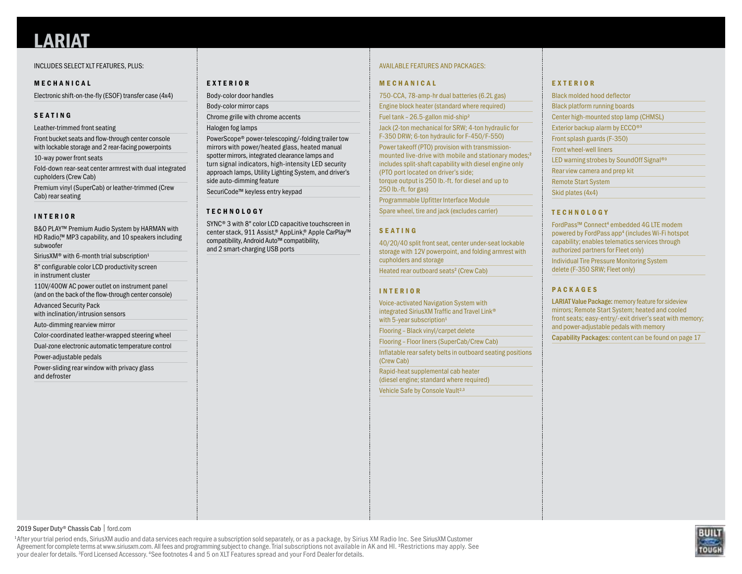# LARIAT

INCLUDES SELECT XLT FEATURES, PLUS:

### MECHANICAL

- Electronic shift-on-the-fly (ESOF) transfer case (4x4)

### SEATING

- Leather-trimmed front seating
- Front bucket seats and flow-through center console with lockable storage and 2 rear-facing powerpoints
- 10-way power front seats
- Fold-down rear-seat center armrest with dual integrated cupholders (Crew Cab)
- Premium vinyl (SuperCab) or leather-trimmed (Crew Cab) rear seating

### INTERIOR

- B&O PLAY™ Premium Audio System by HARMAN with HD Radio,™ MP3 capability, and 10 speakers including subwoofer
- SiriusXM® with 6-month trial subscription[1]
- 8" configurable color LCD productivity screen in instrument cluster
- 110V/400W AC power outlet on instrument panel (and on the back of the flow-through center console)
- Advanced Security Pack with inclination/intrusion sensors
- Auto-dimming rearview mirror
- Color-coordinated leather-wrapped steering wheel
- Dual-zone electronic automatic temperature control
- Power-adjustable pedals
- Power-sliding rear window with privacy glass and defroster

### EXTERIOR

- Body-color door handles
- Body-color mirror caps
- Chrome grille with chrome accents
- Halogen fog lamps
- PowerScope® power-telescoping/-folding trailer tow mirrors with power/heated glass, heated manual spotter mirrors, integrated clearance lamps and turn signal indicators, high-intensity LED security approach lamps, Utility Lighting System, and driver's side auto-dimming feature
- SecuriCode™ keyless entry keypad

### TECHNOLOGY

- SYNC® 3 with 8" color LCD capacitive touchscreen in center stack, 911 Assist,® AppLink,® Apple CarPlay™ compatibility, Android Auto™ compatibility, and 2 smart-charging USB ports

## AVAILABLE FEATURES AND PACKAGES:

### MECHANICAL

- 750-CCA, 78-amp-hr dual batteries (6.2L gas)
- Engine block heater (standard where required)
- Fuel tank – 26.5-gallon mid-ship[2]
- Jack (2-ton mechanical for SRW; 4-ton hydraulic for F-350 DRW; 6-ton hydraulic for F-450/F-550)
- Power takeoff (PTO) provision with transmission-mounted live-drive with mobile and stationary modes;[2] includes split-shaft capability with diesel engine only (PTO port located on driver's side; torque output is 250 lb.-ft. for diesel and up to 250 lb.-ft. for gas)
- Programmable Upfitter Interface Module
- Spare wheel, tire and jack (excludes carrier)

### SEATING

- 40/20/40 split front seat, center under-seat lockable storage with 12V powerpoint, and folding armrest with cupholders and storage
- Heated rear outboard seats[2] (Crew Cab)

### INTERIOR

- Voice-activated Navigation System with integrated SiriusXM Traffic and Travel Link® with 5-year subscription[1]
- Flooring – Black vinyl/carpet delete
- Flooring – Floor liners (SuperCab/Crew Cab)
- Inflatable rear safety belts in outboard seating positions (Crew Cab)
- Rapid-heat supplemental cab heater (diesel engine; standard where required)
- Vehicle Safe by Console Vault[2,3]

### EXTERIOR

- Black molded hood deflector
- Black platform running boards
- Center high-mounted stop lamp (CHMSL)
- Exterior backup alarm by ECCO®[3]
- Front splash guards (F-350)
- Front wheel-well liners
- LED warning strobes by SoundOff Signal®[3]
- Rear view camera and prep kit
- Remote Start System
- Skid plates (4x4)

### TECHNOLOGY

- FordPass™ Connect[4] embedded 4G LTE modem powered by FordPass app[4] (includes Wi-Fi hotspot capability; enables telematics services through authorized partners for Fleet only)
- Individual Tire Pressure Monitoring System delete (F-350 SRW; Fleet only)

### PACKAGES

- **LARIAT Value Package:** memory feature for sideview mirrors; Remote Start System; heated and cooled front seats; easy-entry/-exit driver's seat with memory; and power-adjustable pedals with memory
- **Capability Packages:** content can be found on page 17

2019 Super Duty® Chassis Cab | ford.com

[1]After your trial period ends, SiriusXM audio and data services each require a subscription sold separately, or as a package, by Sirius XM Radio Inc. See SiriusXM Customer Agreement for complete terms at www.siriusxm.com. All fees and programming subject to change. Trial subscriptions not available in AK and HI. [2]Restrictions may apply. See your dealer for details. [3]Ford Licensed Accessory. [4]See footnotes 4 and 5 on XLT Features spread and your Ford Dealer for details.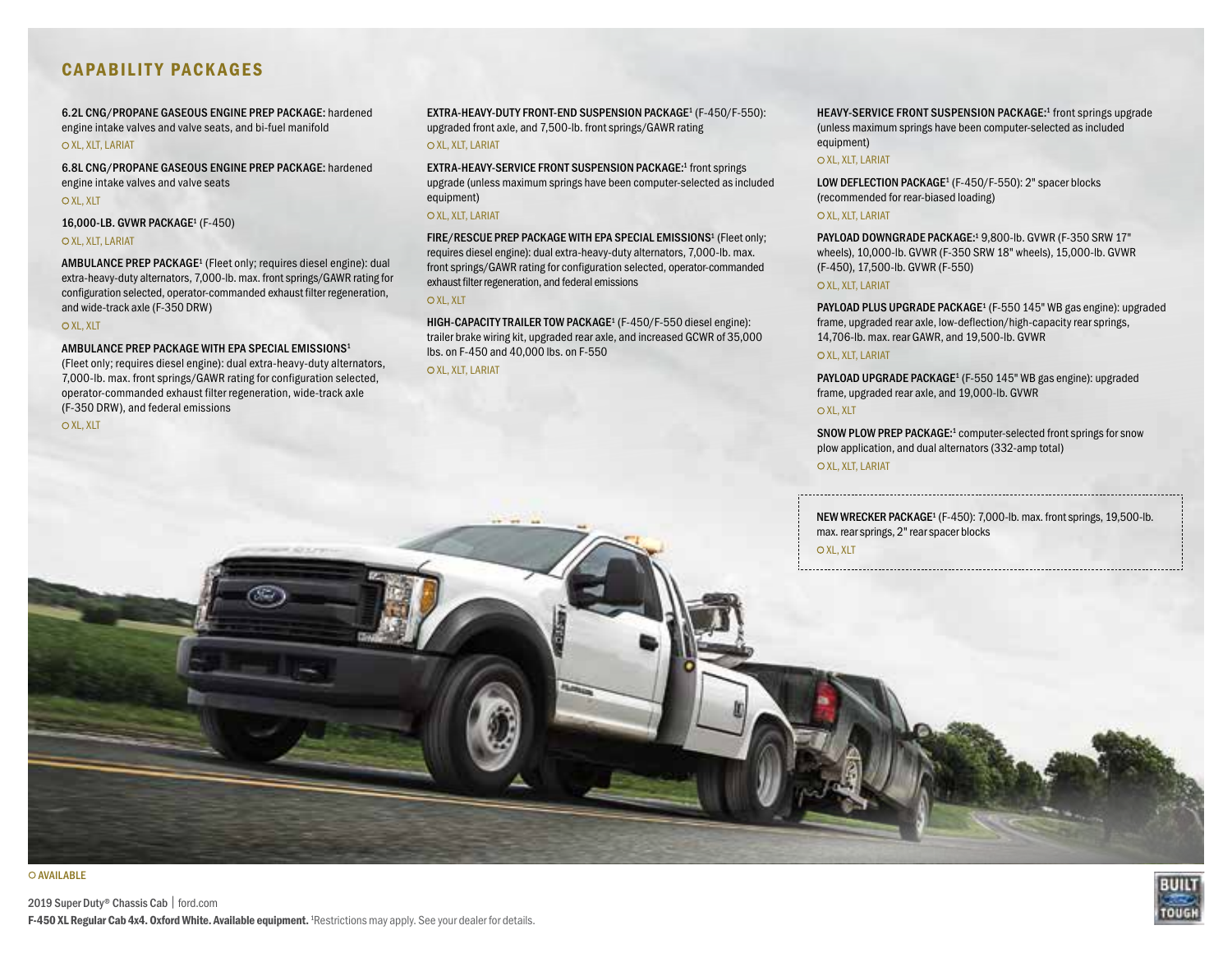## CAPABILITY PACKAGES

**6.2L CNG/PROPANE GASEOUS ENGINE PREP PACKAGE:** hardened engine intake valves and valve seats, and bi-fuel manifold
○ XL, XLT, LARIAT

**6.8L CNG/PROPANE GASEOUS ENGINE PREP PACKAGE:** hardened engine intake valves and valve seats
○ XL, XLT

**16,000-LB. GVWR PACKAGE**[1] (F-450)
○ XL, XLT, LARIAT

**AMBULANCE PREP PACKAGE**[1] (Fleet only; requires diesel engine): dual extra-heavy-duty alternators, 7,000-lb. max. front springs/GAWR rating for configuration selected, operator-commanded exhaust filter regeneration, and wide-track axle (F-350 DRW)
○ XL, XLT

**AMBULANCE PREP PACKAGE WITH EPA SPECIAL EMISSIONS**[1] (Fleet only; requires diesel engine): dual extra-heavy-duty alternators, 7,000-lb. max. front springs/GAWR rating for configuration selected, operator-commanded exhaust filter regeneration, wide-track axle (F-350 DRW), and federal emissions
○ XL, XLT

**EXTRA-HEAVY-DUTY FRONT-END SUSPENSION PACKAGE**[1] (F-450/F-550): upgraded front axle, and 7,500-lb. front springs/GAWR rating
○ XL, XLT, LARIAT

**EXTRA-HEAVY-SERVICE FRONT SUSPENSION PACKAGE:**[1] front springs upgrade (unless maximum springs have been computer-selected as included equipment)
○ XL, XLT, LARIAT

**FIRE/RESCUE PREP PACKAGE WITH EPA SPECIAL EMISSIONS**[1] (Fleet only; requires diesel engine): dual extra-heavy-duty alternators, 7,000-lb. max. front springs/GAWR rating for configuration selected, operator-commanded exhaust filter regeneration, and federal emissions
○ XL, XLT

**HIGH-CAPACITY TRAILER TOW PACKAGE**[1] (F-450/F-550 diesel engine): trailer brake wiring kit, upgraded rear axle, and increased GCWR of 35,000 lbs. on F-450 and 40,000 lbs. on F-550
○ XL, XLT, LARIAT

**HEAVY-SERVICE FRONT SUSPENSION PACKAGE:**[1] front springs upgrade (unless maximum springs have been computer-selected as included equipment)
○ XL, XLT, LARIAT

**LOW DEFLECTION PACKAGE**[1] (F-450/F-550): 2" spacer blocks (recommended for rear-biased loading)
○ XL, XLT, LARIAT

**PAYLOAD DOWNGRADE PACKAGE:**[1] 9,800-lb. GVWR (F-350 SRW 17" wheels), 10,000-lb. GVWR (F-350 SRW 18" wheels), 15,000-lb. GVWR (F-450), 17,500-lb. GVWR (F-550)
○ XL, XLT, LARIAT

**PAYLOAD PLUS UPGRADE PACKAGE**[1] (F-550 145" WB gas engine): upgraded frame, upgraded rear axle, low-deflection/high-capacity rear springs, 14,706-lb. max. rear GAWR, and 19,500-lb. GVWR
○ XL, XLT, LARIAT

**PAYLOAD UPGRADE PACKAGE**[1] (F-550 145" WB gas engine): upgraded frame, upgraded rear axle, and 19,000-lb. GVWR
○ XL, XLT

**SNOW PLOW PREP PACKAGE:**[1] computer-selected front springs for snow plow application, and dual alternators (332-amp total)
○ XL, XLT, LARIAT

**NEW WRECKER PACKAGE**[1] (F-450): 7,000-lb. max. front springs, 19,500-lb. max. rear springs, 2" rear spacer blocks
○ XL, XLT

○ AVAILABLE

**F-450 XL Regular Cab 4x4. Oxford White. Available equipment.** [1]Restrictions may apply. See your dealer for details.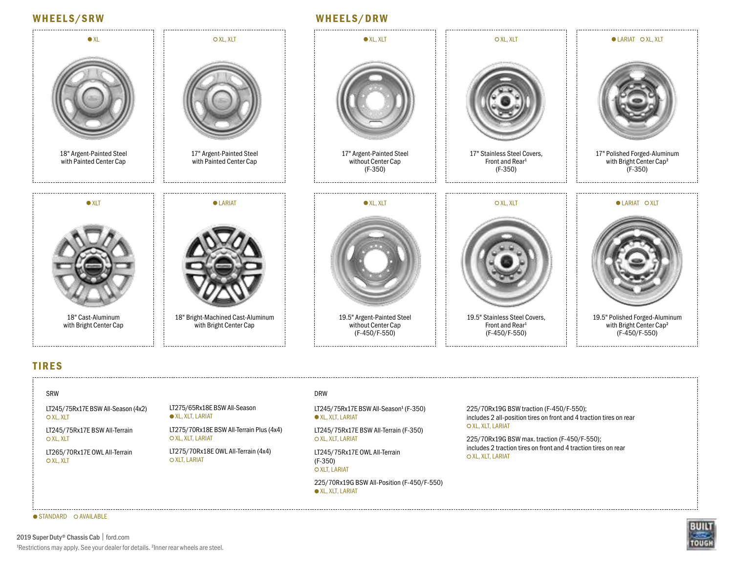## WHEELS/SRW

● XL
18" Argent-Painted Steel with Painted Center Cap

○ XL, XLT
17" Argent-Painted Steel with Painted Center Cap

● XLT
18" Cast-Aluminum with Bright Center Cap

● LARIAT
18" Bright-Machined Cast-Aluminum with Bright Center Cap

## WHEELS/DRW

● XL, XLT
17" Argent-Painted Steel without Center Cap (F-350)

○ XL, XLT
17" Stainless Steel Covers, Front and Rear[1] (F-350)

● LARIAT ○ XL, XLT
17" Polished Forged-Aluminum with Bright Center Cap[2] (F-350)

● XL, XLT
19.5" Argent-Painted Steel without Center Cap (F-450/F-550)

○ XL, XLT
19.5" Stainless Steel Covers, Front and Rear[1] (F-450/F-550)

● LARIAT ○ XLT
19.5" Polished Forged-Aluminum with Bright Center Cap[2] (F-450/F-550)

## TIRES

**SRW**

LT245/75Rx17E BSW All-Season (4x2)
○ XL, XLT

LT245/75Rx17E BSW All-Terrain
○ XL, XLT

LT265/70Rx17E OWL All-Terrain
○ XL, XLT

LT275/65Rx18E BSW All-Season
● XL, XLT, LARIAT

LT275/70Rx18E BSW All-Terrain Plus (4x4)
○ XL, XLT, LARIAT

LT275/70Rx18E OWL All-Terrain (4x4)
○ XLT, LARIAT

**DRW**

LT245/75Rx17E BSW All-Season[1] (F-350)
● XL, XLT, LARIAT

LT245/75Rx17E BSW All-Terrain (F-350)
○ XL, XLT, LARIAT

LT245/75Rx17E OWL All-Terrain (F-350)
○ XLT, LARIAT

225/70Rx19G BSW All-Position (F-450/F-550)
● XL, XLT, LARIAT

225/70Rx19G BSW traction (F-450/F-550); includes 2 all-position tires on front and 4 traction tires on rear
○ XL, XLT, LARIAT

225/70Rx19G BSW max. traction (F-450/F-550); includes 2 traction tires on front and 4 traction tires on rear
○ XL, XLT, LARIAT

● STANDARD ○ AVAILABLE

2019 Super Duty® Chassis Cab | ford.com

[1]Restrictions may apply. See your dealer for details. [2]Inner rear wheels are steel.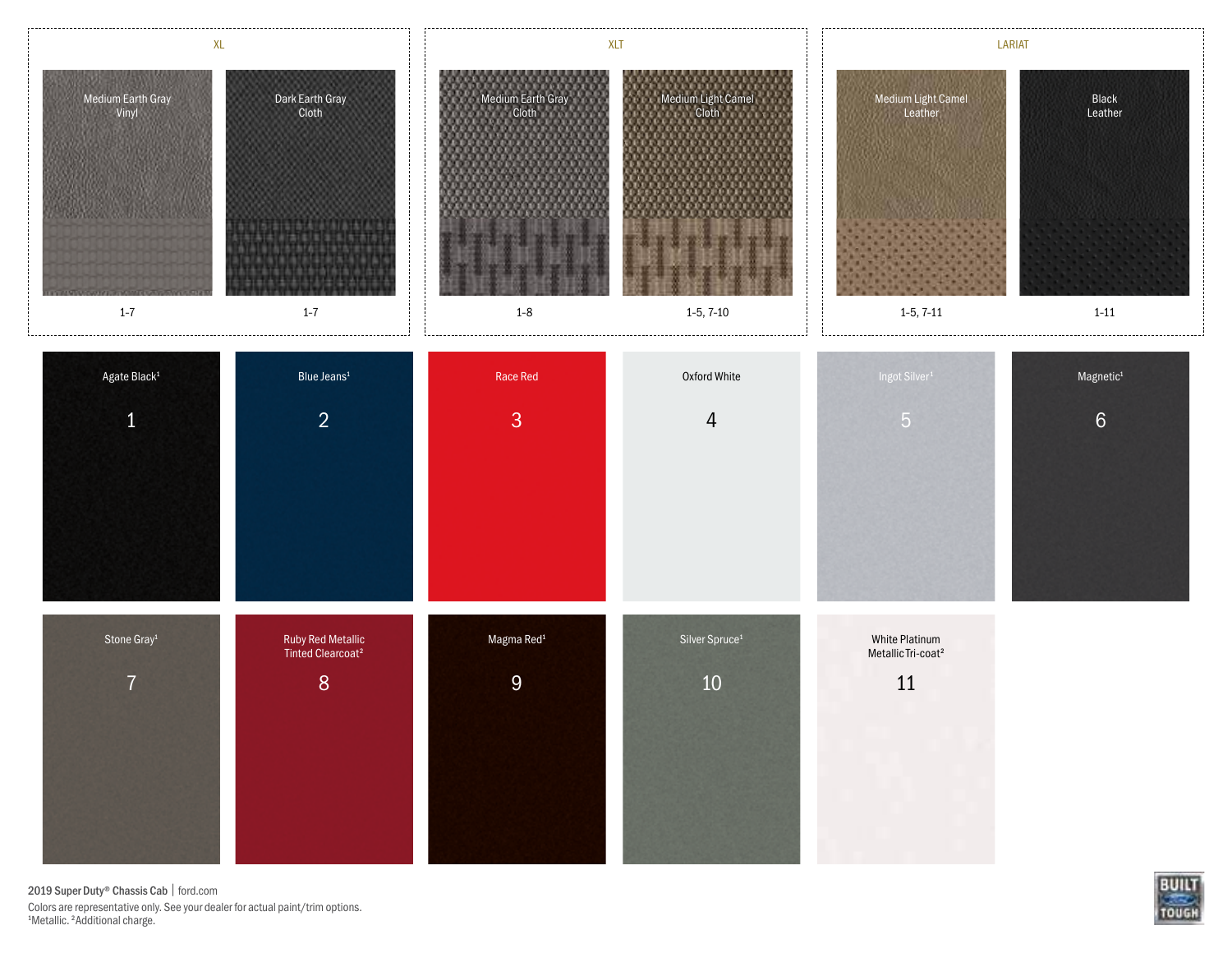## XL

| Medium Earth Gray Vinyl | Dark Earth Gray Cloth |
|---|---|
| 1-7 | 1-7 |

## XLT

| Medium Earth Gray Cloth | Medium Light Camel Cloth |
|---|---|
| 1-8 | 1-5, 7-10 |

## LARIAT

| Medium Light Camel Leather | Black Leather |
|---|---|
| 1-5, 7-11 | 1-11 |

| Color | Number |
|---|---|
| Agate Black[1] | 1 |
| Blue Jeans[1] | 2 |
| Race Red | 3 |
| Oxford White | 4 |
| Ingot Silver[1] | 5 |
| Magnetic[1] | 6 |
| Stone Gray[1] | 7 |
| Ruby Red Metallic Tinted Clearcoat[2] | 8 |
| Magma Red[1] | 9 |
| Silver Spruce[1] | 10 |
| White Platinum Metallic Tri-coat[2] | 11 |

2019 Super Duty® Chassis Cab | ford.com

Colors are representative only. See your dealer for actual paint/trim options.
[1]Metallic. [2]Additional charge.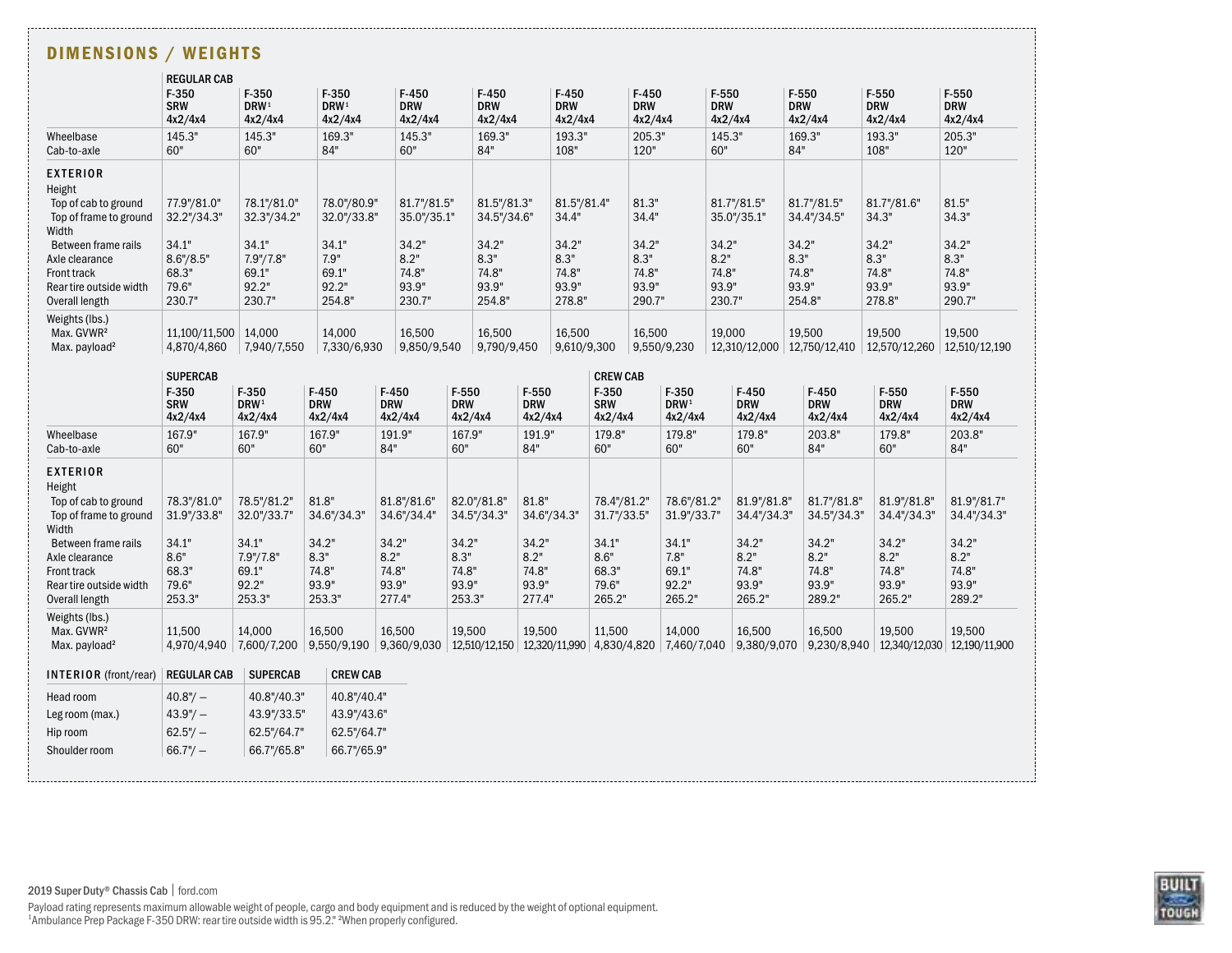## DIMENSIONS / WEIGHTS

| | REGULAR CAB | | | | | | | | | | |
|---|---|---|---|---|---|---|---|---|---|---|---|
| | F-350 SRW 4x2/4x4 | F-350 DRW[1] 4x2/4x4 | F-350 DRW[1] 4x2/4x4 | F-450 DRW 4x2/4x4 | F-450 DRW 4x2/4x4 | F-450 DRW 4x2/4x4 | F-450 DRW 4x2/4x4 | F-550 DRW 4x2/4x4 | F-550 DRW 4x2/4x4 | F-550 DRW 4x2/4x4 | F-550 DRW 4x2/4x4 |
| Wheelbase | 145.3" | 145.3" | 169.3" | 145.3" | 169.3" | 193.3" | 205.3" | 145.3" | 169.3" | 193.3" | 205.3" |
| Cab-to-axle | 60" | 60" | 84" | 60" | 84" | 108" | 120" | 60" | 84" | 108" | 120" |
| **EXTERIOR** | | | | | | | | | | | |
| Height | | | | | | | | | | | |
| Top of cab to ground | 77.9"/81.0" | 78.1"/81.0" | 78.0"/80.9" | 81.7"/81.5" | 81.5"/81.3" | 81.5"/81.4" | 81.3" | 81.7"/81.5" | 81.7"/81.5" | 81.7"/81.6" | 81.5" |
| Top of frame to ground | 32.2"/34.3" | 32.3"/34.2" | 32.0"/33.8" | 35.0"/35.1" | 34.5"/34.6" | 34.4" | 34.4" | 35.0"/35.1" | 34.4"/34.5" | 34.3" | 34.3" |
| Width | | | | | | | | | | | |
| Between frame rails | 34.1" | 34.1" | 34.1" | 34.2" | 34.2" | 34.2" | 34.2" | 34.2" | 34.2" | 34.2" | 34.2" |
| Axle clearance | 8.6"/8.5" | 7.9"/7.8" | 7.9" | 8.2" | 8.3" | 8.3" | 8.3" | 8.2" | 8.3" | 8.3" | 8.3" |
| Front track | 68.3" | 69.1" | 69.1" | 74.8" | 74.8" | 74.8" | 74.8" | 74.8" | 74.8" | 74.8" | 74.8" |
| Rear tire outside width | 79.6" | 92.2" | 92.2" | 93.9" | 93.9" | 93.9" | 93.9" | 93.9" | 93.9" | 93.9" | 93.9" |
| Overall length | 230.7" | 230.7" | 254.8" | 230.7" | 254.8" | 278.8" | 290.7" | 230.7" | 254.8" | 278.8" | 290.7" |
| Weights (lbs.) | | | | | | | | | | | |
| Max. GVWR[2] | 11,100/11,500 | 14,000 | 14,000 | 16,500 | 16,500 | 16,500 | 16,500 | 19,000 | 19,500 | 19,500 | 19,500 |
| Max. payload[2] | 4,870/4,860 | 7,940/7,550 | 7,330/6,930 | 9,850/9,540 | 9,790/9,450 | 9,610/9,300 | 9,550/9,230 | 12,310/12,000 | 12,750/12,410 | 12,570/12,260 | 12,510/12,190 |

| | SUPERCAB | | | | | | CREW CAB | | | | | |
|---|---|---|---|---|---|---|---|---|---|---|---|---|
| | F-350 SRW 4x2/4x4 | F-350 DRW[1] 4x2/4x4 | F-450 DRW 4x2/4x4 | F-450 DRW 4x2/4x4 | F-550 DRW 4x2/4x4 | F-550 DRW 4x2/4x4 | F-350 SRW 4x2/4x4 | F-350 DRW[1] 4x2/4x4 | F-450 DRW 4x2/4x4 | F-450 DRW 4x2/4x4 | F-550 DRW 4x2/4x4 | F-550 DRW 4x2/4x4 |
| Wheelbase | 167.9" | 167.9" | 167.9" | 191.9" | 167.9" | 191.9" | 179.8" | 179.8" | 179.8" | 203.8" | 179.8" | 203.8" |
| Cab-to-axle | 60" | 60" | 60" | 84" | 60" | 84" | 60" | 60" | 60" | 84" | 60" | 84" |
| **EXTERIOR** | | | | | | | | | | | | |
| Height | | | | | | | | | | | | |
| Top of cab to ground | 78.3"/81.0" | 78.5"/81.2" | 81.8" | 81.8"/81.6" | 82.0"/81.8" | 81.8" | 78.4"/81.2" | 78.6"/81.2" | 81.9"/81.8" | 81.7"/81.8" | 81.9"/81.8" | 81.9"/81.7" |
| Top of frame to ground | 31.9"/33.8" | 32.0"/33.7" | 34.6"/34.3" | 34.6"/34.4" | 34.5"/34.3" | 34.6"/34.3" | 31.7"/33.5" | 31.9"/33.7" | 34.4"/34.3" | 34.5"/34.3" | 34.4"/34.3" | 34.4"/34.3" |
| Width | | | | | | | | | | | | |
| Between frame rails | 34.1" | 34.1" | 34.2" | 34.2" | 34.2" | 34.2" | 34.1" | 34.1" | 34.2" | 34.2" | 34.2" | 34.2" |
| Axle clearance | 8.6" | 7.9"/7.8" | 8.3" | 8.2" | 8.3" | 8.2" | 8.6" | 7.8" | 8.2" | 8.2" | 8.2" | 8.2" |
| Front track | 68.3" | 69.1" | 74.8" | 74.8" | 74.8" | 74.8" | 68.3" | 69.1" | 74.8" | 74.8" | 74.8" | 74.8" |
| Rear tire outside width | 79.6" | 92.2" | 93.9" | 93.9" | 93.9" | 93.9" | 79.6" | 92.2" | 93.9" | 93.9" | 93.9" | 93.9" |
| Overall length | 253.3" | 253.3" | 253.3" | 277.4" | 253.3" | 277.4" | 265.2" | 265.2" | 265.2" | 289.2" | 265.2" | 289.2" |
| Weights (lbs.) | | | | | | | | | | | | |
| Max. GVWR[2] | 11,500 | 14,000 | 16,500 | 16,500 | 19,500 | 19,500 | 11,500 | 14,000 | 16,500 | 16,500 | 19,500 | 19,500 |
| Max. payload[2] | 4,970/4,940 | 7,600/7,200 | 9,550/9,190 | 9,360/9,030 | 12,510/12,150 | 12,320/11,990 | 4,830/4,820 | 7,460/7,040 | 9,380/9,070 | 9,230/8,940 | 12,340/12,030 | 12,190/11,900 |

| **INTERIOR** (front/rear) | REGULAR CAB | SUPERCAB | CREW CAB |
|---|---|---|---|
| Head room | 40.8"/ – | 40.8"/40.3" | 40.8"/40.4" |
| Leg room (max.) | 43.9"/ – | 43.9"/33.5" | 43.9"/43.6" |
| Hip room | 62.5"/ – | 62.5"/64.7" | 62.5"/64.7" |
| Shoulder room | 66.7"/ – | 66.7"/65.8" | 66.7"/65.9" |

2019 Super Duty® Chassis Cab | ford.com

Payload rating represents maximum allowable weight of people, cargo and body equipment and is reduced by the weight of optional equipment.
[1]Ambulance Prep Package F-350 DRW: rear tire outside width is 95.2." [2]When properly configured.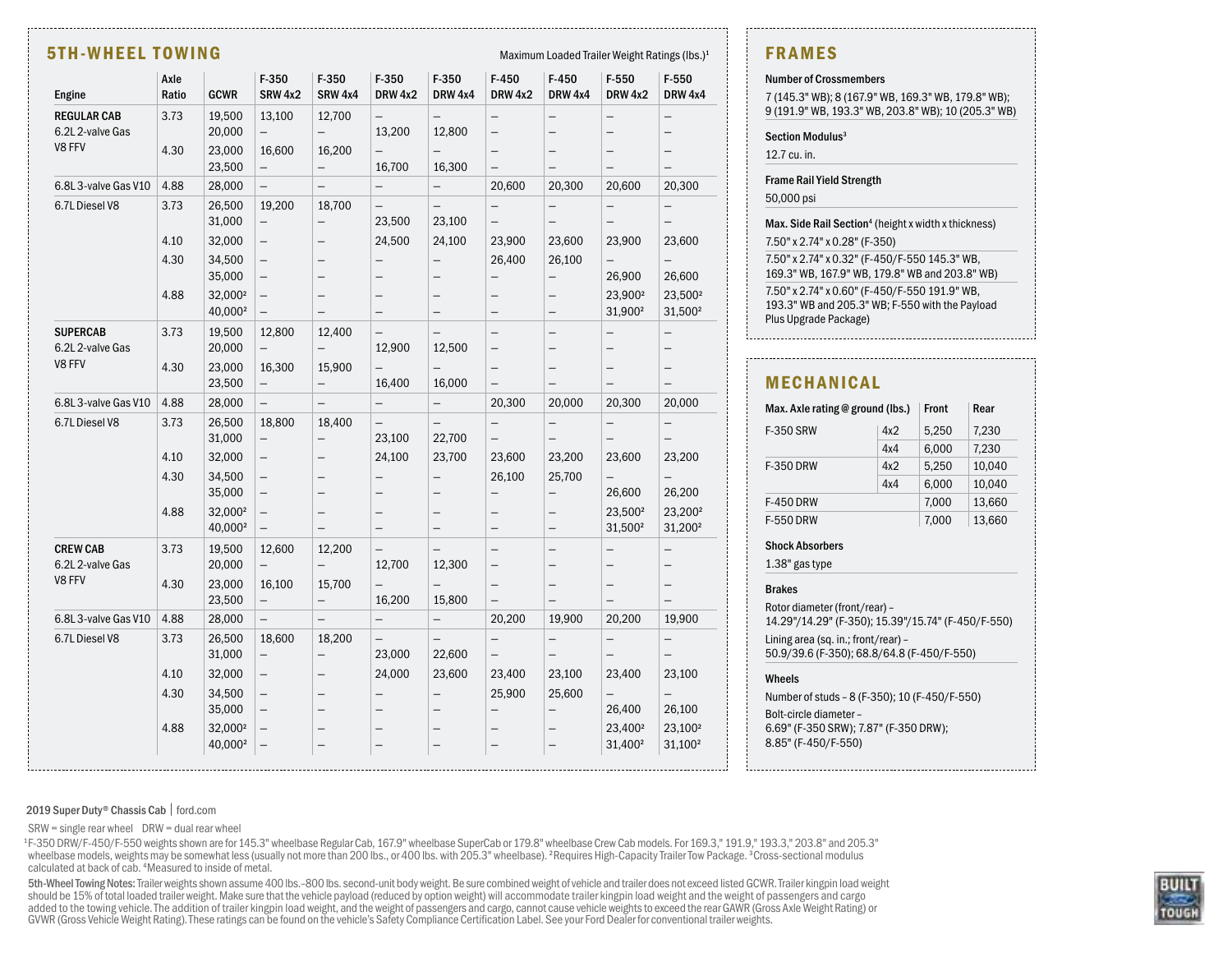## 5TH-WHEEL TOWING

Maximum Loaded Trailer Weight Ratings (lbs.)[1]

| Engine | Axle Ratio | GCWR | F-350 SRW 4x2 | F-350 SRW 4x4 | F-350 DRW 4x2 | F-350 DRW 4x4 | F-450 DRW 4x2 | F-450 DRW 4x4 | F-550 DRW 4x2 | F-550 DRW 4x4 |
|---|---|---|---|---|---|---|---|---|---|---|
| **REGULAR CAB** 6.2L 2-valve Gas V8 FFV | 3.73 | 19,500 | 13,100 | 12,700 | – | – | – | – | – | – |
| | | 20,000 | – | – | 13,200 | 12,800 | – | – | – | – |
| | 4.30 | 23,000 | 16,600 | 16,200 | – | – | – | – | – | – |
| | | 23,500 | – | – | 16,700 | 16,300 | – | – | – | – |
| 6.8L 3-valve Gas V10 | 4.88 | 28,000 | – | – | – | – | 20,600 | 20,300 | 20,600 | 20,300 |
| 6.7L Diesel V8 | 3.73 | 26,500 | 19,200 | 18,700 | – | – | – | – | – | – |
| | | 31,000 | – | – | 23,500 | 23,100 | – | – | – | – |
| | 4.10 | 32,000 | – | – | 24,500 | 24,100 | 23,900 | 23,600 | 23,900 | 23,600 |
| | 4.30 | 34,500 | – | – | – | – | 26,400 | 26,100 | – | – |
| | | 35,000 | – | – | – | – | – | – | 26,900 | 26,600 |
| | 4.88 | 32,000[2] | – | – | – | – | – | – | 23,900[2] | 23,500[2] |
| | | 40,000[2] | – | – | – | – | – | – | 31,900[2] | 31,500[2] |
| **SUPERCAB** 6.2L 2-valve Gas V8 FFV | 3.73 | 19,500 | 12,800 | 12,400 | – | – | – | – | – | – |
| | | 20,000 | – | – | 12,900 | 12,500 | – | – | – | – |
| | 4.30 | 23,000 | 16,300 | 15,900 | – | – | – | – | – | – |
| | | 23,500 | – | – | 16,400 | 16,000 | – | – | – | – |
| 6.8L 3-valve Gas V10 | 4.88 | 28,000 | – | – | – | – | 20,300 | 20,000 | 20,300 | 20,000 |
| 6.7L Diesel V8 | 3.73 | 26,500 | 18,800 | 18,400 | – | – | – | – | – | – |
| | | 31,000 | – | – | 23,100 | 22,700 | – | – | – | – |
| | 4.10 | 32,000 | – | – | 24,100 | 23,700 | 23,600 | 23,200 | 23,600 | 23,200 |
| | 4.30 | 34,500 | – | – | – | – | 26,100 | 25,700 | – | – |
| | | 35,000 | – | – | – | – | – | – | 26,600 | 26,200 |
| | 4.88 | 32,000[2] | – | – | – | – | – | – | 23,500[2] | 23,200[2] |
| | | 40,000[2] | – | – | – | – | – | – | 31,500[2] | 31,200[2] |
| **CREW CAB** 6.2L 2-valve Gas V8 FFV | 3.73 | 19,500 | 12,600 | 12,200 | – | – | – | – | – | – |
| | | 20,000 | – | – | 12,700 | 12,300 | – | – | – | – |
| | 4.30 | 23,000 | 16,100 | 15,700 | – | – | – | – | – | – |
| | | 23,500 | – | – | 16,200 | 15,800 | – | – | – | – |
| 6.8L 3-valve Gas V10 | 4.88 | 28,000 | – | – | – | – | 20,200 | 19,900 | 20,200 | 19,900 |
| 6.7L Diesel V8 | 3.73 | 26,500 | 18,600 | 18,200 | – | – | – | – | – | – |
| | | 31,000 | – | – | 23,000 | 22,600 | – | – | – | – |
| | 4.10 | 32,000 | – | – | 24,000 | 23,600 | 23,400 | 23,100 | 23,400 | 23,100 |
| | 4.30 | 34,500 | – | – | – | – | 25,900 | 25,600 | – | – |
| | | 35,000 | – | – | – | – | – | – | 26,400 | 26,100 |
| | 4.88 | 32,000[2] | – | – | – | – | – | – | 23,400[2] | 23,100[2] |
| | | 40,000[2] | – | – | – | – | – | – | 31,400[2] | 31,100[2] |

## FRAMES

**Number of Crossmembers**

7 (145.3" WB); 8 (167.9" WB, 169.3" WB, 179.8" WB); 9 (191.9" WB, 193.3" WB, 203.8" WB); 10 (205.3" WB)

**Section Modulus[3]**

12.7 cu. in.

**Frame Rail Yield Strength**

50,000 psi

**Max. Side Rail Section[4]** (height x width x thickness)

7.50" x 2.74" x 0.28" (F-350)

7.50" x 2.74" x 0.32" (F-450/F-550 145.3" WB, 169.3" WB, 167.9" WB, 179.8" WB and 203.8" WB)

7.50" x 2.74" x 0.60" (F-450/F-550 191.9" WB, 193.3" WB and 205.3" WB; F-550 with the Payload Plus Upgrade Package)

## MECHANICAL

| Max. Axle rating @ ground (lbs.) | | Front | Rear |
|---|---|---|---|
| F-350 SRW | 4x2 | 5,250 | 7,230 |
| | 4x4 | 6,000 | 7,230 |
| F-350 DRW | 4x2 | 5,250 | 10,040 |
| | 4x4 | 6,000 | 10,040 |
| F-450 DRW | | 7,000 | 13,660 |
| F-550 DRW | | 7,000 | 13,660 |

**Shock Absorbers**

1.38" gas type

**Brakes**

Rotor diameter (front/rear) – 14.29"/14.29" (F-350); 15.39"/15.74" (F-450/F-550)

Lining area (sq. in.; front/rear) – 50.9/39.6 (F-350); 68.8/64.8 (F-450/F-550)

**Wheels**

Number of studs – 8 (F-350); 10 (F-450/F-550)

Bolt-circle diameter – 6.69" (F-350 SRW); 7.87" (F-350 DRW); 8.85" (F-450/F-550)

2019 Super Duty® Chassis Cab | ford.com

SRW = single rear wheel DRW = dual rear wheel

[1]F-350 DRW/F-450/F-550 weights shown are for 145.3" wheelbase Regular Cab, 167.9" wheelbase SuperCab or 179.8" wheelbase Crew Cab models. For 169.3," 191.9," 193.3," 203.8" and 205.3" wheelbase models, weights may be somewhat less (usually not more than 200 lbs., or 400 lbs. with 205.3" wheelbase). [2]Requires High-Capacity Trailer Tow Package. [3]Cross-sectional modulus calculated at back of cab. [4]Measured to inside of metal.

**5th-Wheel Towing Notes:** Trailer weights shown assume 400 lbs.–800 lbs. second-unit body weight. Be sure combined weight of vehicle and trailer does not exceed listed GCWR. Trailer kingpin load weight should be 15% of total loaded trailer weight. Make sure that the vehicle payload (reduced by option weight) will accommodate trailer kingpin load weight and the weight of passengers and cargo added to the towing vehicle. The addition of trailer kingpin load weight, and the weight of passengers and cargo, cannot cause vehicle weights to exceed the rear GAWR (Gross Axle Weight Rating) or GVWR (Gross Vehicle Weight Rating). These ratings can be found on the vehicle's Safety Compliance Certification Label. See your Ford Dealer for conventional trailer weights.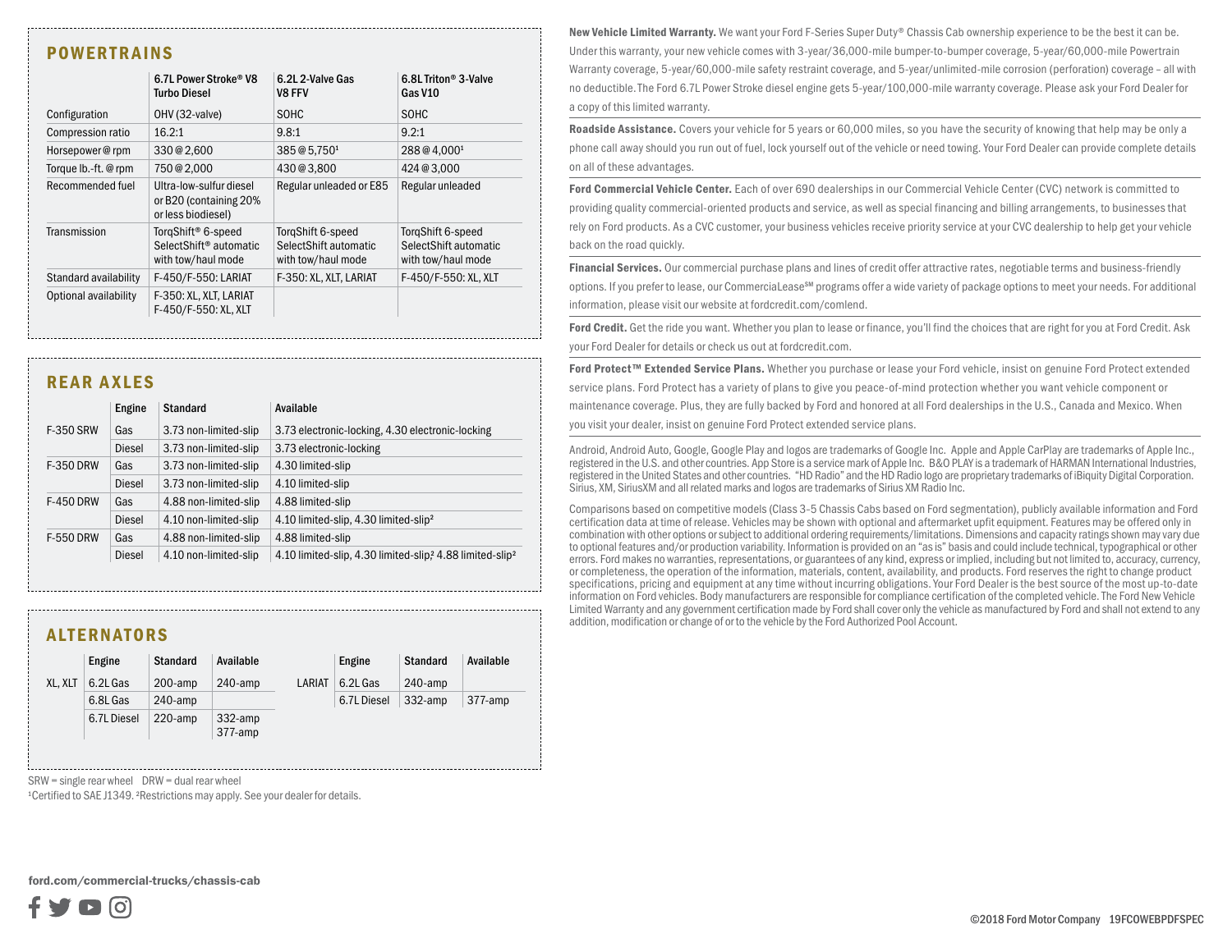## POWERTRAINS

| | 6.7L Power Stroke® V8 Turbo Diesel | 6.2L 2-Valve Gas V8 FFV | 6.8L Triton® 3-Valve Gas V10 |
|---|---|---|---|
| Configuration | OHV (32-valve) | SOHC | SOHC |
| Compression ratio | 16.2:1 | 9.8:1 | 9.2:1 |
| Horsepower @ rpm | 330 @ 2,600 | 385 @ 5,750[1] | 288 @ 4,000[1] |
| Torque lb.-ft. @ rpm | 750 @ 2,000 | 430 @ 3,800 | 424 @ 3,000 |
| Recommended fuel | Ultra-low-sulfur diesel or B20 (containing 20% or less biodiesel) | Regular unleaded or E85 | Regular unleaded |
| Transmission | TorqShift® 6-speed SelectShift® automatic with tow/haul mode | TorqShift 6-speed SelectShift automatic with tow/haul mode | TorqShift 6-speed SelectShift automatic with tow/haul mode |
| Standard availability | F-450/F-550: LARIAT | F-350: XL, XLT, LARIAT | F-450/F-550: XL, XLT |
| Optional availability | F-350: XL, XLT, LARIAT F-450/F-550: XL, XLT | | |

## REAR AXLES

| | Engine | Standard | Available |
|---|---|---|---|
| F-350 SRW | Gas | 3.73 non-limited-slip | 3.73 electronic-locking, 4.30 electronic-locking |
| | Diesel | 3.73 non-limited-slip | 3.73 electronic-locking |
| F-350 DRW | Gas | 3.73 non-limited-slip | 4.30 limited-slip |
| | Diesel | 3.73 non-limited-slip | 4.10 limited-slip |
| F-450 DRW | Gas | 4.88 non-limited-slip | 4.88 limited-slip |
| | Diesel | 4.10 non-limited-slip | 4.10 limited-slip, 4.30 limited-slip[2] |
| F-550 DRW | Gas | 4.88 non-limited-slip | 4.88 limited-slip |
| | Diesel | 4.10 non-limited-slip | 4.10 limited-slip, 4.30 limited-slip,[2] 4.88 limited-slip[2] |

## ALTERNATORS

| | Engine | Standard | Available |
|---|---|---|---|
| XL, XLT | 6.2L Gas | 200-amp | 240-amp |
| | 6.8L Gas | 240-amp | |
| | 6.7L Diesel | 220-amp | 332-amp 377-amp |

| | Engine | Standard | Available |
|---|---|---|---|
| LARIAT | 6.2L Gas | 240-amp | |
| | 6.7L Diesel | 332-amp | 377-amp |

SRW = single rear wheel DRW = dual rear wheel

[1]Certified to SAE J1349. [2]Restrictions may apply. See your dealer for details.

ford.com/commercial-trucks/chassis-cab

**New Vehicle Limited Warranty.** We want your Ford F-Series Super Duty® Chassis Cab ownership experience to be the best it can be. Under this warranty, your new vehicle comes with 3-year/36,000-mile bumper-to-bumper coverage, 5-year/60,000-mile Powertrain Warranty coverage, 5-year/60,000-mile safety restraint coverage, and 5-year/unlimited-mile corrosion (perforation) coverage – all with no deductible. The Ford 6.7L Power Stroke diesel engine gets 5-year/100,000-mile warranty coverage. Please ask your Ford Dealer for a copy of this limited warranty.

**Roadside Assistance.** Covers your vehicle for 5 years or 60,000 miles, so you have the security of knowing that help may be only a phone call away should you run out of fuel, lock yourself out of the vehicle or need towing. Your Ford Dealer can provide complete details on all of these advantages.

**Ford Commercial Vehicle Center.** Each of over 690 dealerships in our Commercial Vehicle Center (CVC) network is committed to providing quality commercial-oriented products and service, as well as special financing and billing arrangements, to businesses that rely on Ford products. As a CVC customer, your business vehicles receive priority service at your CVC dealership to help get your vehicle back on the road quickly.

**Financial Services.** Our commercial purchase plans and lines of credit offer attractive rates, negotiable terms and business-friendly options. If you prefer to lease, our CommerciaLease℠ programs offer a wide variety of package options to meet your needs. For additional information, please visit our website at fordcredit.com/comlend.

**Ford Credit.** Get the ride you want. Whether you plan to lease or finance, you'll find the choices that are right for you at Ford Credit. Ask your Ford Dealer for details or check us out at fordcredit.com.

**Ford Protect™ Extended Service Plans.** Whether you purchase or lease your Ford vehicle, insist on genuine Ford Protect extended service plans. Ford Protect has a variety of plans to give you peace-of-mind protection whether you want vehicle component or maintenance coverage. Plus, they are fully backed by Ford and honored at all Ford dealerships in the U.S., Canada and Mexico. When you visit your dealer, insist on genuine Ford Protect extended service plans.

Android, Android Auto, Google, Google Play and logos are trademarks of Google Inc. Apple and Apple CarPlay are trademarks of Apple Inc., registered in the U.S. and other countries. App Store is a service mark of Apple Inc. B&O PLAY is a trademark of HARMAN International Industries, registered in the United States and other countries. "HD Radio" and the HD Radio logo are proprietary trademarks of iBiquity Digital Corporation. Sirius, XM, SiriusXM and all related marks and logos are trademarks of Sirius XM Radio Inc.

Comparisons based on competitive models (Class 3-5 Chassis Cabs based on Ford segmentation), publicly available information and Ford certification data at time of release. Vehicles may be shown with optional and aftermarket upfit equipment. Features may be offered only in combination with other options or subject to additional ordering requirements/limitations. Dimensions and capacity ratings shown may vary due to optional features and/or production variability. Information is provided on an "as is" basis and could include technical, typographical or other errors. Ford makes no warranties, representations, or guarantees of any kind, express or implied, including but not limited to, accuracy, currency, or completeness, the operation of the information, materials, content, availability, and products. Ford reserves the right to change product specifications, pricing and equipment at any time without incurring obligations. Your Ford Dealer is the best source of the most up-to-date information on Ford vehicles. Body manufacturers are responsible for compliance certification of the completed vehicle. The Ford New Vehicle Limited Warranty and any government certification made by Ford shall cover only the vehicle as manufactured by Ford and shall not extend to any addition, modification or change of or to the vehicle by the Ford Authorized Pool Account.

©2018 Ford Motor Company 19FCOWEBPDFSPEC